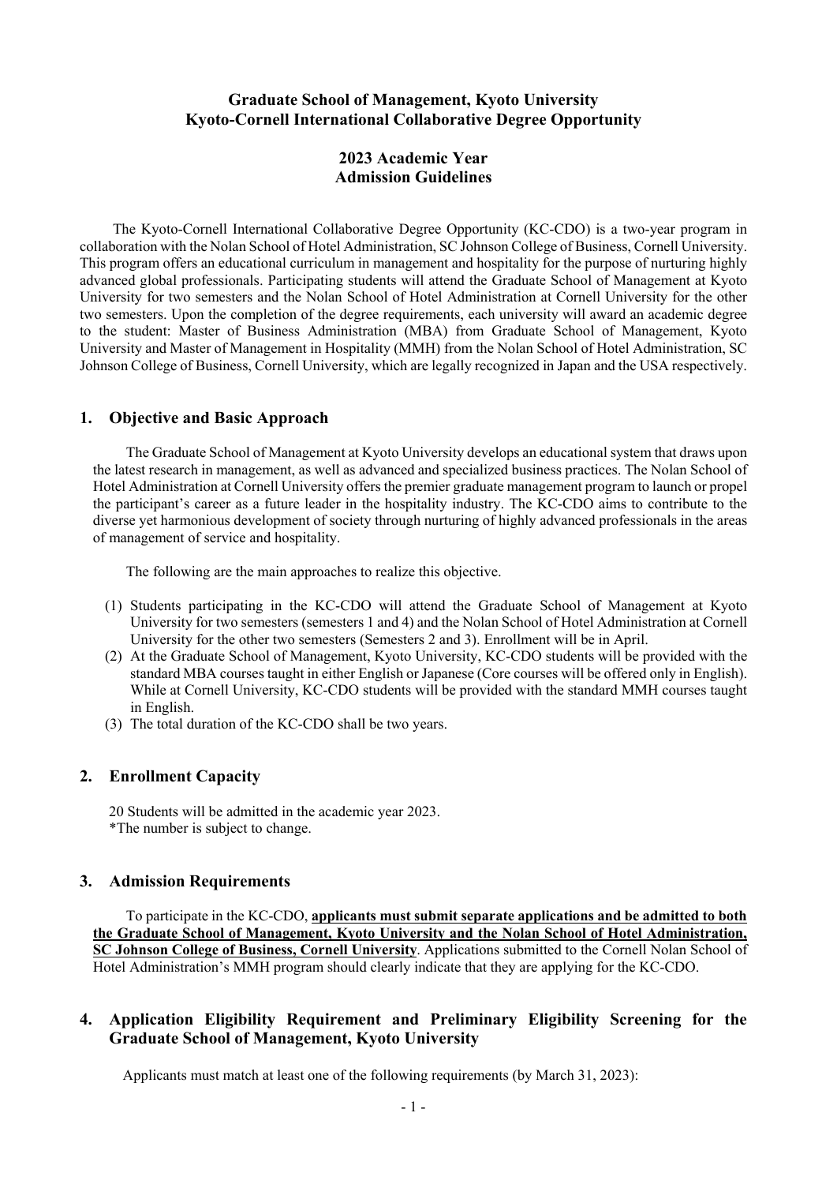# Graduate School of Management, Kyoto University
# Kyoto-Cornell International Collaborative Degree Opportunity

## 2023 Academic Year
## Admission Guidelines

The Kyoto-Cornell International Collaborative Degree Opportunity (KC-CDO) is a two-year program in collaboration with the Nolan School of Hotel Administration, SC Johnson College of Business, Cornell University. This program offers an educational curriculum in management and hospitality for the purpose of nurturing highly advanced global professionals. Participating students will attend the Graduate School of Management at Kyoto University for two semesters and the Nolan School of Hotel Administration at Cornell University for the other two semesters. Upon the completion of the degree requirements, each university will award an academic degree to the student: Master of Business Administration (MBA) from Graduate School of Management, Kyoto University and Master of Management in Hospitality (MMH) from the Nolan School of Hotel Administration, SC Johnson College of Business, Cornell University, which are legally recognized in Japan and the USA respectively.

## 1. Objective and Basic Approach

The Graduate School of Management at Kyoto University develops an educational system that draws upon the latest research in management, as well as advanced and specialized business practices. The Nolan School of Hotel Administration at Cornell University offers the premier graduate management program to launch or propel the participant's career as a future leader in the hospitality industry. The KC-CDO aims to contribute to the diverse yet harmonious development of society through nurturing of highly advanced professionals in the areas of management of service and hospitality.

The following are the main approaches to realize this objective.

(1) Students participating in the KC-CDO will attend the Graduate School of Management at Kyoto University for two semesters (semesters 1 and 4) and the Nolan School of Hotel Administration at Cornell University for the other two semesters (Semesters 2 and 3). Enrollment will be in April.

(2) At the Graduate School of Management, Kyoto University, KC-CDO students will be provided with the standard MBA courses taught in either English or Japanese (Core courses will be offered only in English). While at Cornell University, KC-CDO students will be provided with the standard MMH courses taught in English.

(3) The total duration of the KC-CDO shall be two years.

## 2. Enrollment Capacity

20 Students will be admitted in the academic year 2023.
*The number is subject to change.

## 3. Admission Requirements

To participate in the KC-CDO, **applicants must submit separate applications and be admitted to both the Graduate School of Management, Kyoto University and the Nolan School of Hotel Administration, SC Johnson College of Business, Cornell University**. Applications submitted to the Cornell Nolan School of Hotel Administration's MMH program should clearly indicate that they are applying for the KC-CDO.

## 4. Application Eligibility Requirement and Preliminary Eligibility Screening for the Graduate School of Management, Kyoto University

Applicants must match at least one of the following requirements (by March 31, 2023):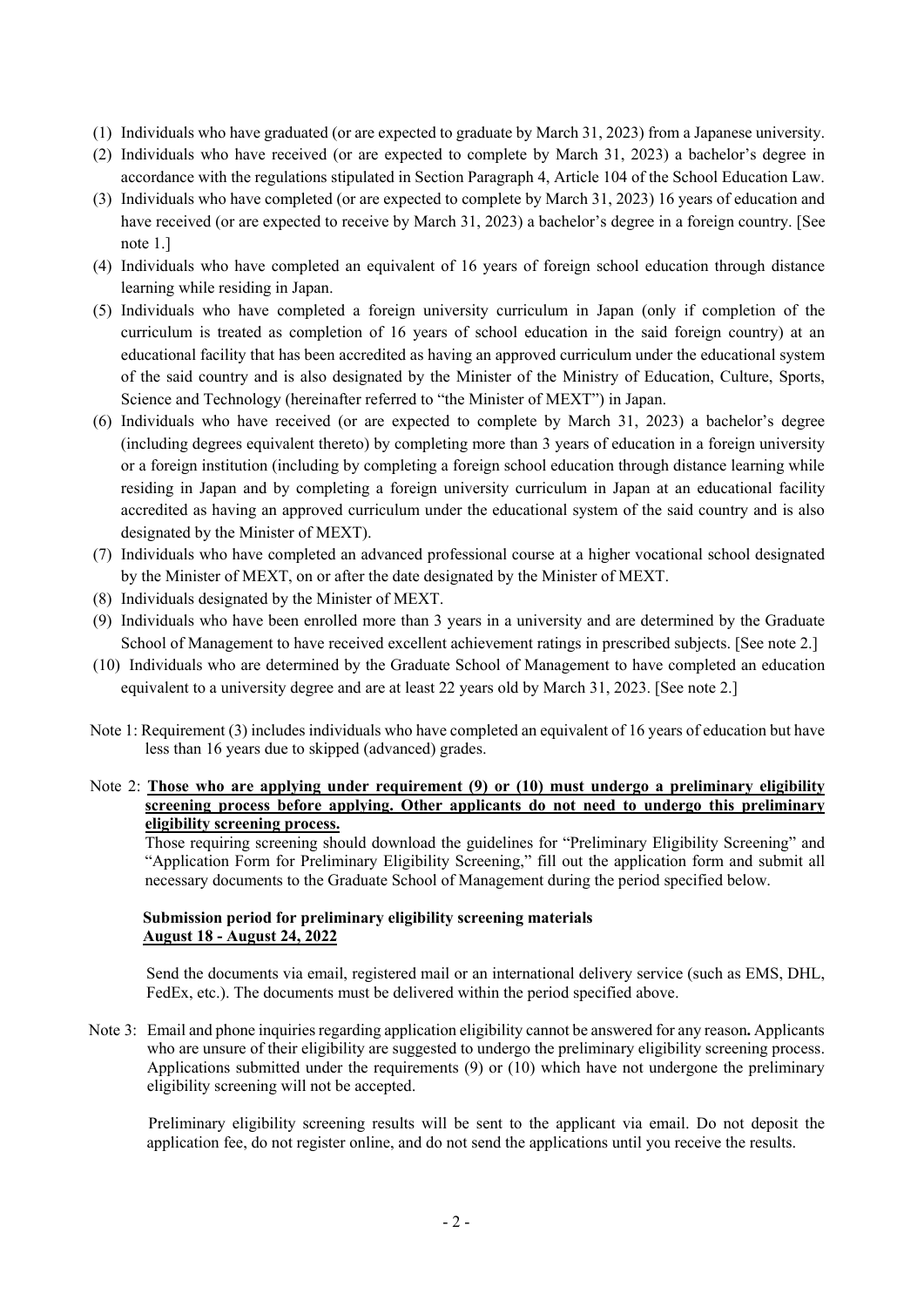(1) Individuals who have graduated (or are expected to graduate by March 31, 2023) from a Japanese university.

(2) Individuals who have received (or are expected to complete by March 31, 2023) a bachelor's degree in accordance with the regulations stipulated in Section Paragraph 4, Article 104 of the School Education Law.

(3) Individuals who have completed (or are expected to complete by March 31, 2023) 16 years of education and have received (or are expected to receive by March 31, 2023) a bachelor's degree in a foreign country. [See note 1.]

(4) Individuals who have completed an equivalent of 16 years of foreign school education through distance learning while residing in Japan.

(5) Individuals who have completed a foreign university curriculum in Japan (only if completion of the curriculum is treated as completion of 16 years of school education in the said foreign country) at an educational facility that has been accredited as having an approved curriculum under the educational system of the said country and is also designated by the Minister of the Ministry of Education, Culture, Sports, Science and Technology (hereinafter referred to "the Minister of MEXT") in Japan.

(6) Individuals who have received (or are expected to complete by March 31, 2023) a bachelor's degree (including degrees equivalent thereto) by completing more than 3 years of education in a foreign university or a foreign institution (including by completing a foreign school education through distance learning while residing in Japan and by completing a foreign university curriculum in Japan at an educational facility accredited as having an approved curriculum under the educational system of the said country and is also designated by the Minister of MEXT).

(7) Individuals who have completed an advanced professional course at a higher vocational school designated by the Minister of MEXT, on or after the date designated by the Minister of MEXT.

(8) Individuals designated by the Minister of MEXT.

(9) Individuals who have been enrolled more than 3 years in a university and are determined by the Graduate School of Management to have received excellent achievement ratings in prescribed subjects. [See note 2.]

(10) Individuals who are determined by the Graduate School of Management to have completed an education equivalent to a university degree and are at least 22 years old by March 31, 2023. [See note 2.]

Note 1: Requirement (3) includes individuals who have completed an equivalent of 16 years of education but have less than 16 years due to skipped (advanced) grades.

Note 2: **Those who are applying under requirement (9) or (10) must undergo a preliminary eligibility screening process before applying. Other applicants do not need to undergo this preliminary eligibility screening process.**

Those requiring screening should download the guidelines for "Preliminary Eligibility Screening" and "Application Form for Preliminary Eligibility Screening," fill out the application form and submit all necessary documents to the Graduate School of Management during the period specified below.

**Submission period for preliminary eligibility screening materials**
**August 18 - August 24, 2022**

Send the documents via email, registered mail or an international delivery service (such as EMS, DHL, FedEx, etc.). The documents must be delivered within the period specified above.

Note 3: Email and phone inquiries regarding application eligibility cannot be answered for any reason**.** Applicants who are unsure of their eligibility are suggested to undergo the preliminary eligibility screening process. Applications submitted under the requirements (9) or (10) which have not undergone the preliminary eligibility screening will not be accepted.

Preliminary eligibility screening results will be sent to the applicant via email. Do not deposit the application fee, do not register online, and do not send the applications until you receive the results.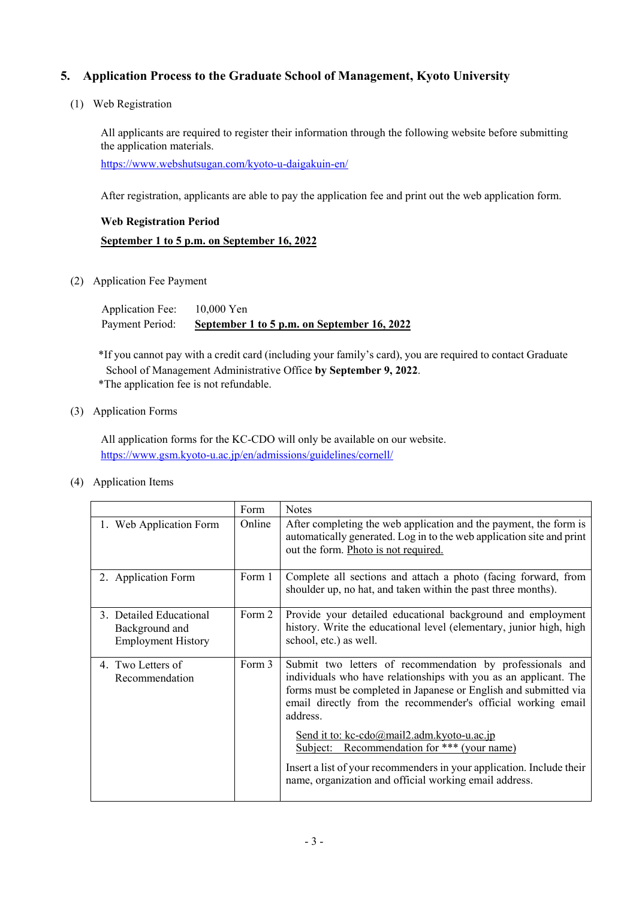## 5. Application Process to the Graduate School of Management, Kyoto University

### (1) Web Registration

All applicants are required to register their information through the following website before submitting the application materials.

https://www.webshutsugan.com/kyoto-u-daigakuin-en/

After registration, applicants are able to pay the application fee and print out the web application form.

**Web Registration Period**

**September 1 to 5 p.m. on September 16, 2022**

### (2) Application Fee Payment

Application Fee: 10,000 Yen
Payment Period: **September 1 to 5 p.m. on September 16, 2022**

*If you cannot pay with a credit card (including your family's card), you are required to contact Graduate School of Management Administrative Office **by September 9, 2022**.
*The application fee is not refundable.

### (3) Application Forms

All application forms for the KC-CDO will only be available on our website.
https://www.gsm.kyoto-u.ac.jp/en/admissions/guidelines/cornell/

### (4) Application Items

| | Form | Notes |
|---|---|---|
| 1. Web Application Form | Online | After completing the web application and the payment, the form is automatically generated. Log in to the web application site and print out the form. Photo is not required. |
| 2. Application Form | Form 1 | Complete all sections and attach a photo (facing forward, from shoulder up, no hat, and taken within the past three months). |
| 3. Detailed Educational Background and Employment History | Form 2 | Provide your detailed educational background and employment history. Write the educational level (elementary, junior high, high school, etc.) as well. |
| 4. Two Letters of Recommendation | Form 3 | Submit two letters of recommendation by professionals and individuals who have relationships with you as an applicant. The forms must be completed in Japanese or English and submitted via email directly from the recommender's official working email address. <br><br> Send it to: kc-cdo@mail2.adm.kyoto-u.ac.jp <br> Subject: Recommendation for *** (your name) <br><br> Insert a list of your recommenders in your application. Include their name, organization and official working email address. |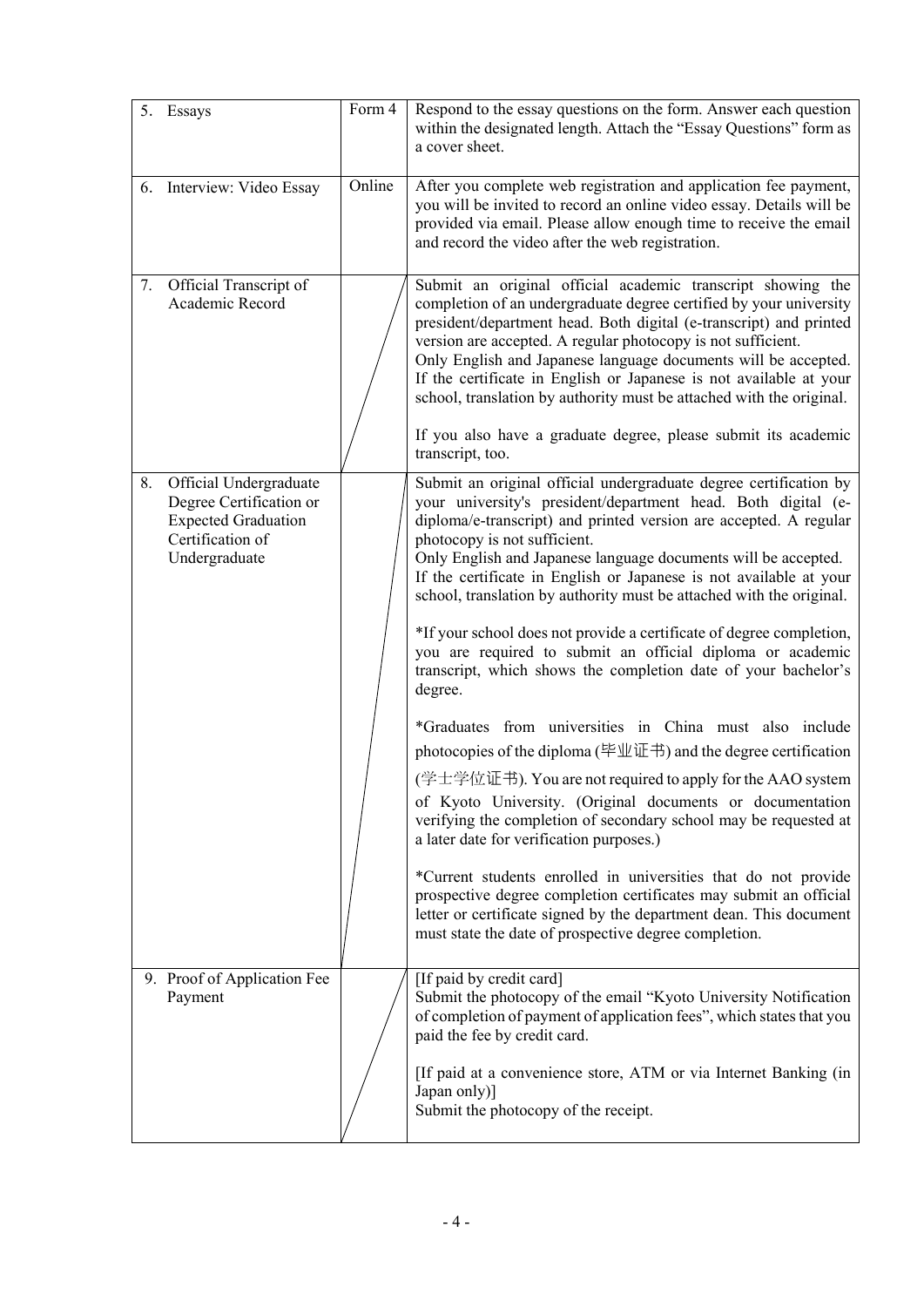| | | |
|---|---|---|
| 5. Essays | Form 4 | Respond to the essay questions on the form. Answer each question within the designated length. Attach the "Essay Questions" form as a cover sheet. |
| 6. Interview: Video Essay | Online | After you complete web registration and application fee payment, you will be invited to record an online video essay. Details will be provided via email. Please allow enough time to receive the email and record the video after the web registration. |
| 7. Official Transcript of Academic Record | | Submit an original official academic transcript showing the completion of an undergraduate degree certified by your university president/department head. Both digital (e-transcript) and printed version are accepted. A regular photocopy is not sufficient.<br>Only English and Japanese language documents will be accepted. If the certificate in English or Japanese is not available at your school, translation by authority must be attached with the original.<br><br>If you also have a graduate degree, please submit its academic transcript, too. |
| 8. Official Undergraduate Degree Certification or Expected Graduation Certification of Undergraduate | | Submit an original official undergraduate degree certification by your university's president/department head. Both digital (e-diploma/e-transcript) and printed version are accepted. A regular photocopy is not sufficient.<br>Only English and Japanese language documents will be accepted. If the certificate in English or Japanese is not available at your school, translation by authority must be attached with the original.<br><br>*If your school does not provide a certificate of degree completion, you are required to submit an official diploma or academic transcript, which shows the completion date of your bachelor's degree.<br><br>*Graduates from universities in China must also include photocopies of the diploma (毕业证书) and the degree certification (学士学位证书). You are not required to apply for the AAO system of Kyoto University. (Original documents or documentation verifying the completion of secondary school may be requested at a later date for verification purposes.)<br><br>*Current students enrolled in universities that do not provide prospective degree completion certificates may submit an official letter or certificate signed by the department dean. This document must state the date of prospective degree completion. |
| 9. Proof of Application Fee Payment | | [If paid by credit card]<br>Submit the photocopy of the email "Kyoto University Notification of completion of payment of application fees", which states that you paid the fee by credit card.<br><br>[If paid at a convenience store, ATM or via Internet Banking (in Japan only)]<br>Submit the photocopy of the receipt. |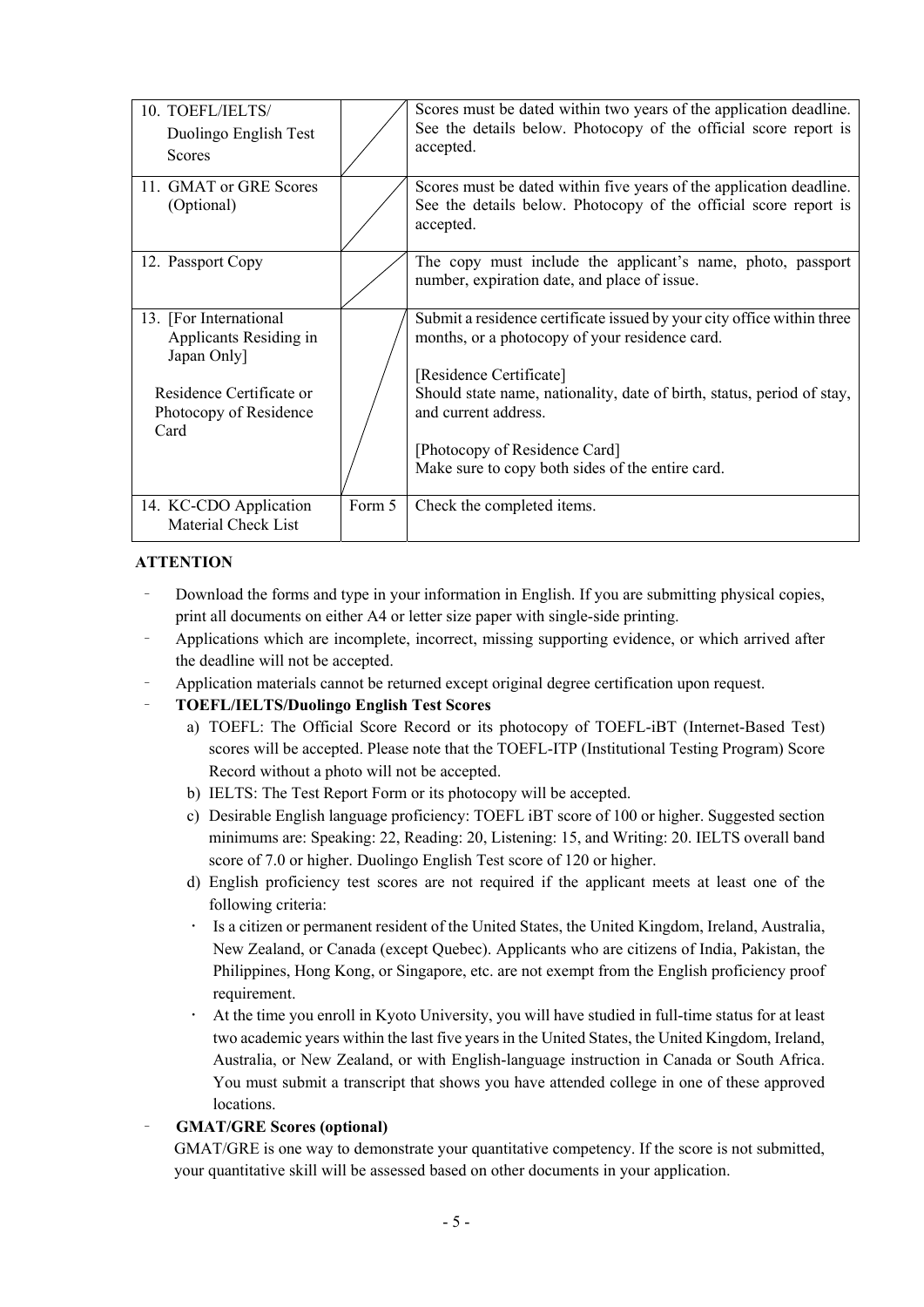| | | |
|---|---|---|
| 10. TOEFL/IELTS/ Duolingo English Test Scores | | Scores must be dated within two years of the application deadline. See the details below. Photocopy of the official score report is accepted. |
| 11. GMAT or GRE Scores (Optional) | | Scores must be dated within five years of the application deadline. See the details below. Photocopy of the official score report is accepted. |
| 12. Passport Copy | | The copy must include the applicant's name, photo, passport number, expiration date, and place of issue. |
| 13. [For International Applicants Residing in Japan Only]<br><br>Residence Certificate or Photocopy of Residence Card | | Submit a residence certificate issued by your city office within three months, or a photocopy of your residence card.<br><br>[Residence Certificate]<br>Should state name, nationality, date of birth, status, period of stay, and current address.<br><br>[Photocopy of Residence Card]<br>Make sure to copy both sides of the entire card. |
| 14. KC-CDO Application Material Check List | Form 5 | Check the completed items. |

**ATTENTION**

- Download the forms and type in your information in English. If you are submitting physical copies, print all documents on either A4 or letter size paper with single-side printing.
- Applications which are incomplete, incorrect, missing supporting evidence, or which arrived after the deadline will not be accepted.
- Application materials cannot be returned except original degree certification upon request.
- **TOEFL/IELTS/Duolingo English Test Scores**
  a) TOEFL: The Official Score Record or its photocopy of TOEFL-iBT (Internet-Based Test) scores will be accepted. Please note that the TOEFL-ITP (Institutional Testing Program) Score Record without a photo will not be accepted.
  b) IELTS: The Test Report Form or its photocopy will be accepted.
  c) Desirable English language proficiency: TOEFL iBT score of 100 or higher. Suggested section minimums are: Speaking: 22, Reading: 20, Listening: 15, and Writing: 20. IELTS overall band score of 7.0 or higher. Duolingo English Test score of 120 or higher.
  d) English proficiency test scores are not required if the applicant meets at least one of the following criteria:
    - Is a citizen or permanent resident of the United States, the United Kingdom, Ireland, Australia, New Zealand, or Canada (except Quebec). Applicants who are citizens of India, Pakistan, the Philippines, Hong Kong, or Singapore, etc. are not exempt from the English proficiency proof requirement.
    - At the time you enroll in Kyoto University, you will have studied in full-time status for at least two academic years within the last five years in the United States, the United Kingdom, Ireland, Australia, or New Zealand, or with English-language instruction in Canada or South Africa. You must submit a transcript that shows you have attended college in one of these approved locations.
- **GMAT/GRE Scores (optional)**
  GMAT/GRE is one way to demonstrate your quantitative competency. If the score is not submitted, your quantitative skill will be assessed based on other documents in your application.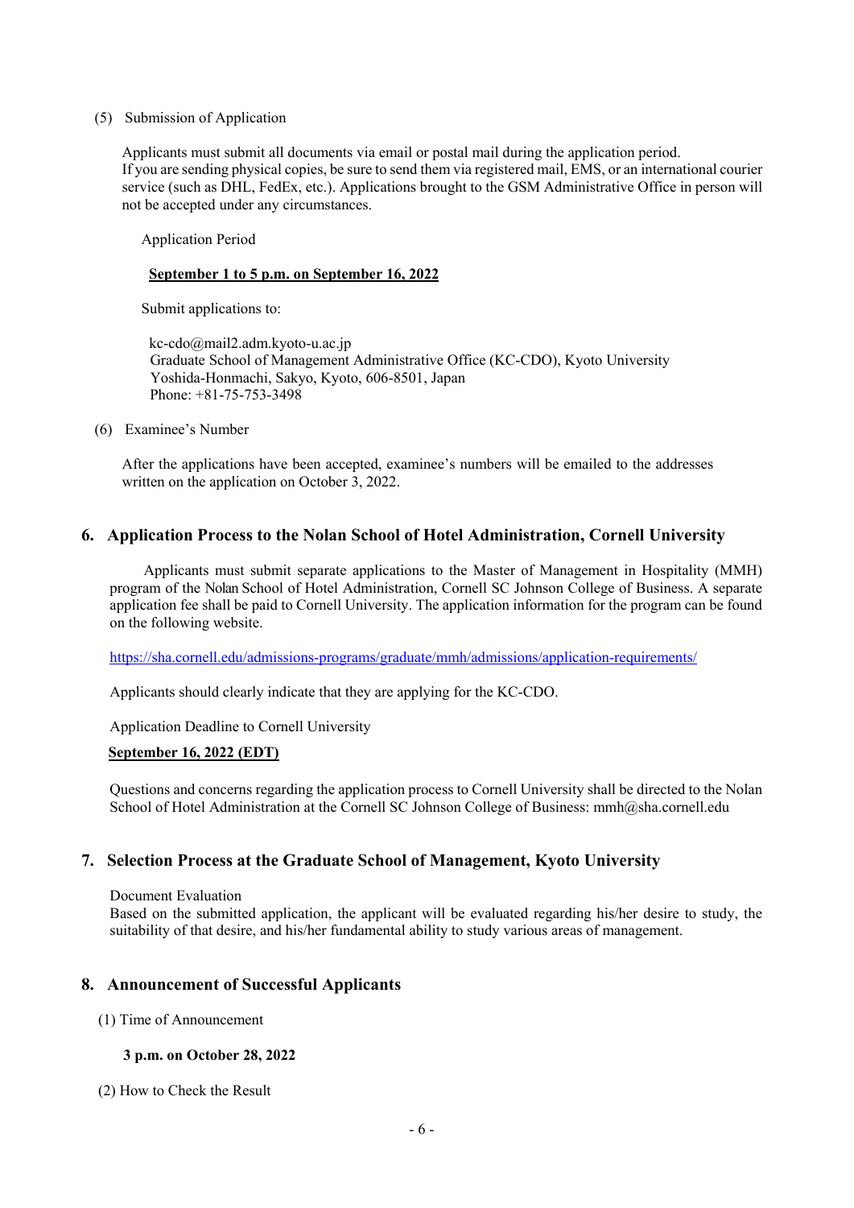(5) Submission of Application

Applicants must submit all documents via email or postal mail during the application period.
If you are sending physical copies, be sure to send them via registered mail, EMS, or an international courier service (such as DHL, FedEx, etc.). Applications brought to the GSM Administrative Office in person will not be accepted under any circumstances.

Application Period

**September 1 to 5 p.m. on September 16, 2022**

Submit applications to:

kc-cdo@mail2.adm.kyoto-u.ac.jp
Graduate School of Management Administrative Office (KC-CDO), Kyoto University
Yoshida-Honmachi, Sakyo, Kyoto, 606-8501, Japan
Phone: +81-75-753-3498

(6) Examinee's Number

After the applications have been accepted, examinee's numbers will be emailed to the addresses written on the application on October 3, 2022.

## 6. Application Process to the Nolan School of Hotel Administration, Cornell University

Applicants must submit separate applications to the Master of Management in Hospitality (MMH) program of the Nolan School of Hotel Administration, Cornell SC Johnson College of Business. A separate application fee shall be paid to Cornell University. The application information for the program can be found on the following website.

https://sha.cornell.edu/admissions-programs/graduate/mmh/admissions/application-requirements/

Applicants should clearly indicate that they are applying for the KC-CDO.

Application Deadline to Cornell University

**September 16, 2022 (EDT)**

Questions and concerns regarding the application process to Cornell University shall be directed to the Nolan School of Hotel Administration at the Cornell SC Johnson College of Business: mmh@sha.cornell.edu

## 7. Selection Process at the Graduate School of Management, Kyoto University

Document Evaluation
Based on the submitted application, the applicant will be evaluated regarding his/her desire to study, the suitability of that desire, and his/her fundamental ability to study various areas of management.

## 8. Announcement of Successful Applicants

(1) Time of Announcement

**3 p.m. on October 28, 2022**

(2) How to Check the Result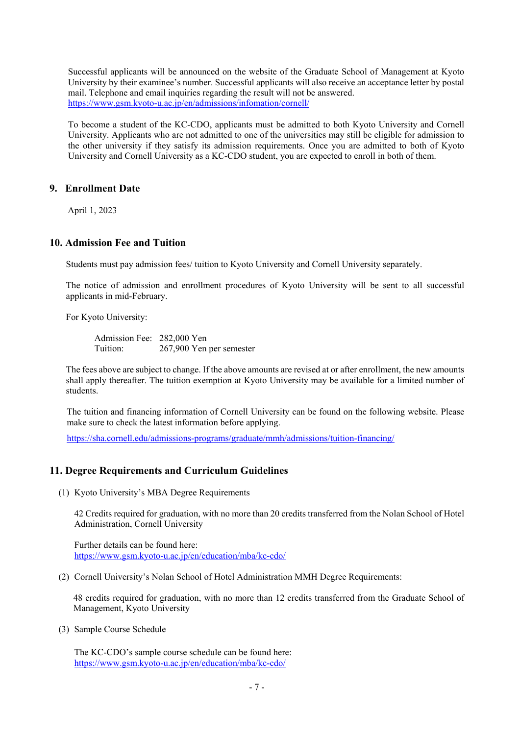Successful applicants will be announced on the website of the Graduate School of Management at Kyoto University by their examinee's number. Successful applicants will also receive an acceptance letter by postal mail. Telephone and email inquiries regarding the result will not be answered.
https://www.gsm.kyoto-u.ac.jp/en/admissions/infomation/cornell/

To become a student of the KC-CDO, applicants must be admitted to both Kyoto University and Cornell University. Applicants who are not admitted to one of the universities may still be eligible for admission to the other university if they satisfy its admission requirements. Once you are admitted to both of Kyoto University and Cornell University as a KC-CDO student, you are expected to enroll in both of them.

## 9. Enrollment Date

April 1, 2023

## 10. Admission Fee and Tuition

Students must pay admission fees/ tuition to Kyoto University and Cornell University separately.

The notice of admission and enrollment procedures of Kyoto University will be sent to all successful applicants in mid-February.

For Kyoto University:

Admission Fee: 282,000 Yen
Tuition: 267,900 Yen per semester

The fees above are subject to change. If the above amounts are revised at or after enrollment, the new amounts shall apply thereafter. The tuition exemption at Kyoto University may be available for a limited number of students.

The tuition and financing information of Cornell University can be found on the following website. Please make sure to check the latest information before applying.

https://sha.cornell.edu/admissions-programs/graduate/mmh/admissions/tuition-financing/

## 11. Degree Requirements and Curriculum Guidelines

(1) Kyoto University's MBA Degree Requirements

42 Credits required for graduation, with no more than 20 credits transferred from the Nolan School of Hotel Administration, Cornell University

Further details can be found here:
https://www.gsm.kyoto-u.ac.jp/en/education/mba/kc-cdo/

(2) Cornell University's Nolan School of Hotel Administration MMH Degree Requirements:

48 credits required for graduation, with no more than 12 credits transferred from the Graduate School of Management, Kyoto University

(3) Sample Course Schedule

The KC-CDO's sample course schedule can be found here:
https://www.gsm.kyoto-u.ac.jp/en/education/mba/kc-cdo/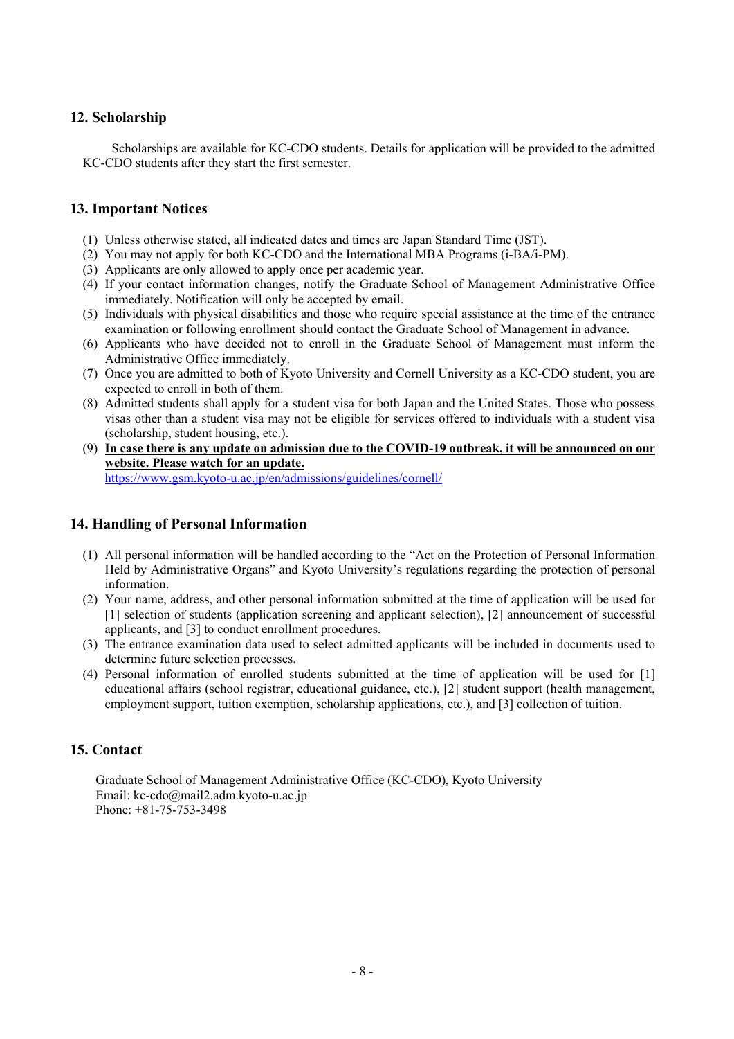## 12. Scholarship

Scholarships are available for KC-CDO students. Details for application will be provided to the admitted KC-CDO students after they start the first semester.

## 13. Important Notices

(1) Unless otherwise stated, all indicated dates and times are Japan Standard Time (JST).
(2) You may not apply for both KC-CDO and the International MBA Programs (i-BA/i-PM).
(3) Applicants are only allowed to apply once per academic year.
(4) If your contact information changes, notify the Graduate School of Management Administrative Office immediately. Notification will only be accepted by email.
(5) Individuals with physical disabilities and those who require special assistance at the time of the entrance examination or following enrollment should contact the Graduate School of Management in advance.
(6) Applicants who have decided not to enroll in the Graduate School of Management must inform the Administrative Office immediately.
(7) Once you are admitted to both of Kyoto University and Cornell University as a KC-CDO student, you are expected to enroll in both of them.
(8) Admitted students shall apply for a student visa for both Japan and the United States. Those who possess visas other than a student visa may not be eligible for services offered to individuals with a student visa (scholarship, student housing, etc.).
(9) **In case there is any update on admission due to the COVID-19 outbreak, it will be announced on our website. Please watch for an update.**
https://www.gsm.kyoto-u.ac.jp/en/admissions/guidelines/cornell/

## 14. Handling of Personal Information

(1) All personal information will be handled according to the "Act on the Protection of Personal Information Held by Administrative Organs" and Kyoto University's regulations regarding the protection of personal information.
(2) Your name, address, and other personal information submitted at the time of application will be used for [1] selection of students (application screening and applicant selection), [2] announcement of successful applicants, and [3] to conduct enrollment procedures.
(3) The entrance examination data used to select admitted applicants will be included in documents used to determine future selection processes.
(4) Personal information of enrolled students submitted at the time of application will be used for [1] educational affairs (school registrar, educational guidance, etc.), [2] student support (health management, employment support, tuition exemption, scholarship applications, etc.), and [3] collection of tuition.

## 15. Contact

Graduate School of Management Administrative Office (KC-CDO), Kyoto University
Email: kc-cdo@mail2.adm.kyoto-u.ac.jp
Phone: +81-75-753-3498